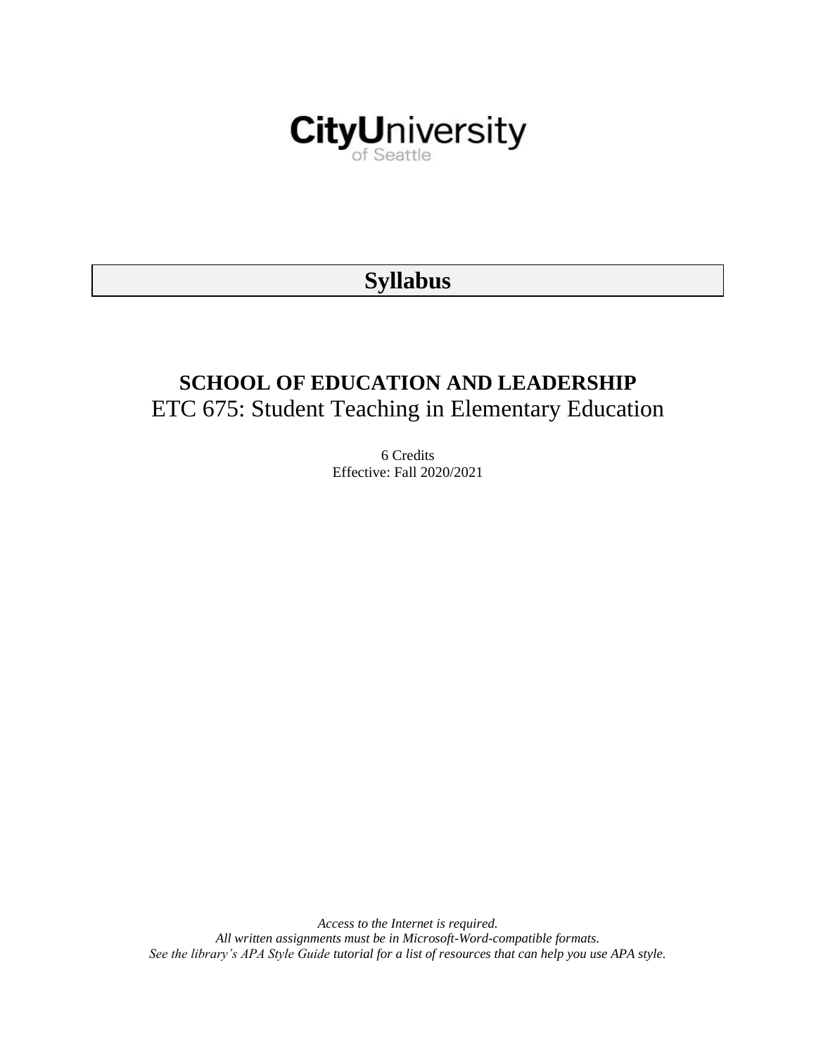CityUniversity
of Seattle

# Syllabus

## SCHOOL OF EDUCATION AND LEADERSHIP

ETC 675: Student Teaching in Elementary Education

6 Credits

Effective: Fall 2020/2021

*Access to the Internet is required.*
*All written assignments must be in Microsoft-Word-compatible formats.*
*See the library's APA Style Guide tutorial for a list of resources that can help you use APA style.*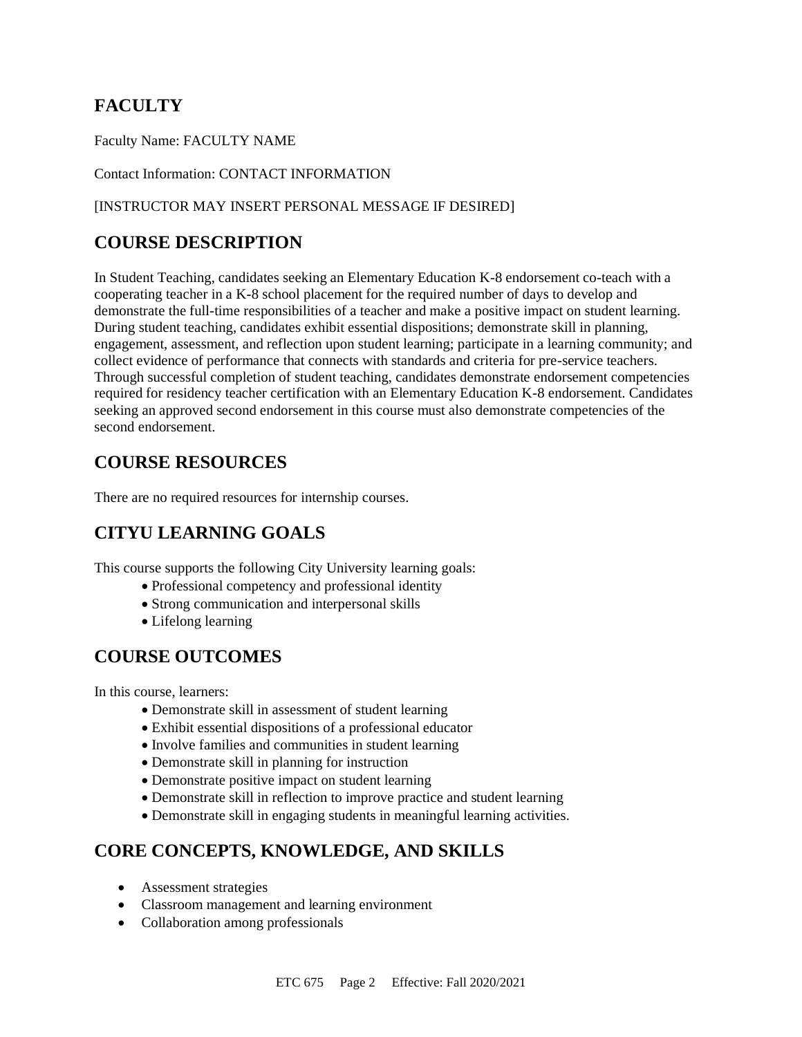## FACULTY

Faculty Name: FACULTY NAME

Contact Information: CONTACT INFORMATION

[INSTRUCTOR MAY INSERT PERSONAL MESSAGE IF DESIRED]

## COURSE DESCRIPTION

In Student Teaching, candidates seeking an Elementary Education K-8 endorsement co-teach with a cooperating teacher in a K-8 school placement for the required number of days to develop and demonstrate the full-time responsibilities of a teacher and make a positive impact on student learning. During student teaching, candidates exhibit essential dispositions; demonstrate skill in planning, engagement, assessment, and reflection upon student learning; participate in a learning community; and collect evidence of performance that connects with standards and criteria for pre-service teachers. Through successful completion of student teaching, candidates demonstrate endorsement competencies required for residency teacher certification with an Elementary Education K-8 endorsement. Candidates seeking an approved second endorsement in this course must also demonstrate competencies of the second endorsement.

## COURSE RESOURCES

There are no required resources for internship courses.

## CITYU LEARNING GOALS

This course supports the following City University learning goals:

- Professional competency and professional identity
- Strong communication and interpersonal skills
- Lifelong learning

## COURSE OUTCOMES

In this course, learners:

- Demonstrate skill in assessment of student learning
- Exhibit essential dispositions of a professional educator
- Involve families and communities in student learning
- Demonstrate skill in planning for instruction
- Demonstrate positive impact on student learning
- Demonstrate skill in reflection to improve practice and student learning
- Demonstrate skill in engaging students in meaningful learning activities.

## CORE CONCEPTS, KNOWLEDGE, AND SKILLS

- Assessment strategies
- Classroom management and learning environment
- Collaboration among professionals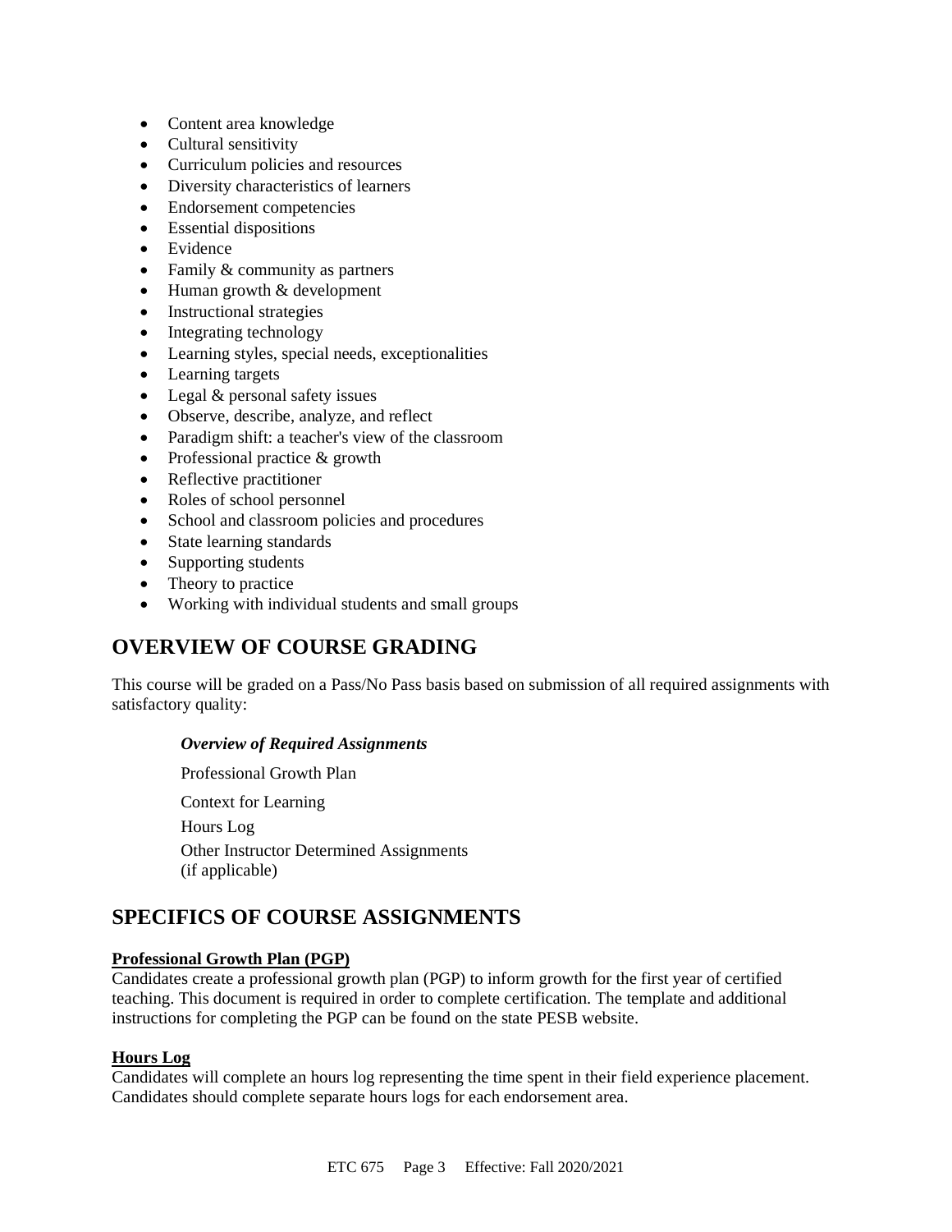- Content area knowledge
- Cultural sensitivity
- Curriculum policies and resources
- Diversity characteristics of learners
- Endorsement competencies
- Essential dispositions
- Evidence
- Family & community as partners
- Human growth & development
- Instructional strategies
- Integrating technology
- Learning styles, special needs, exceptionalities
- Learning targets
- Legal & personal safety issues
- Observe, describe, analyze, and reflect
- Paradigm shift: a teacher's view of the classroom
- Professional practice & growth
- Reflective practitioner
- Roles of school personnel
- School and classroom policies and procedures
- State learning standards
- Supporting students
- Theory to practice
- Working with individual students and small groups

## OVERVIEW OF COURSE GRADING

This course will be graded on a Pass/No Pass basis based on submission of all required assignments with satisfactory quality:

***Overview of Required Assignments***

Professional Growth Plan

Context for Learning

Hours Log

Other Instructor Determined Assignments (if applicable)

## SPECIFICS OF COURSE ASSIGNMENTS

**Professional Growth Plan (PGP)**

Candidates create a professional growth plan (PGP) to inform growth for the first year of certified teaching. This document is required in order to complete certification. The template and additional instructions for completing the PGP can be found on the state PESB website.

**Hours Log**

Candidates will complete an hours log representing the time spent in their field experience placement. Candidates should complete separate hours logs for each endorsement area.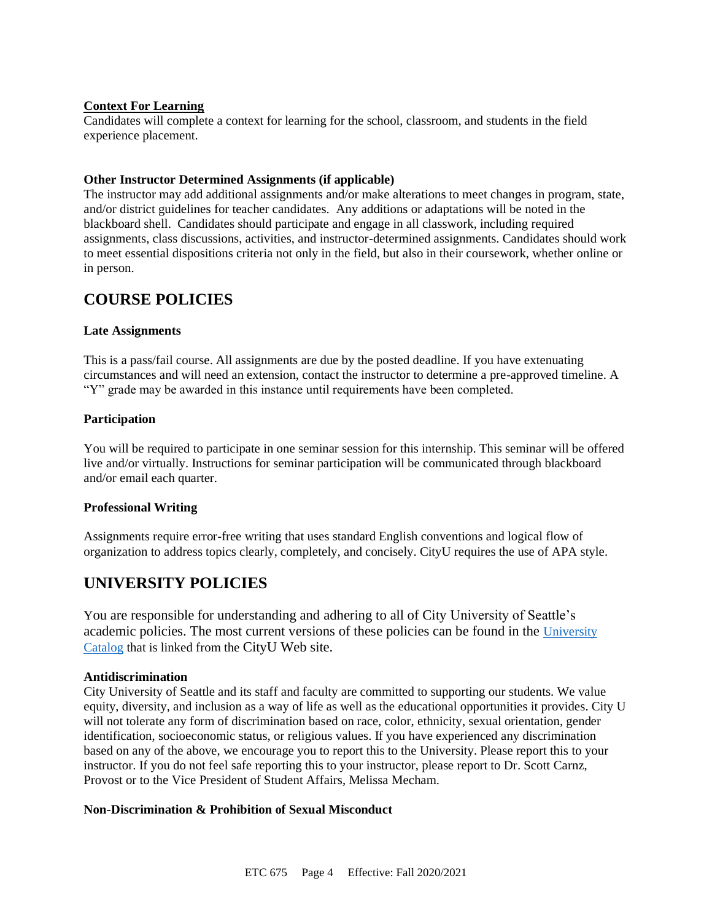**Context For Learning**

Candidates will complete a context for learning for the school, classroom, and students in the field experience placement.

**Other Instructor Determined Assignments (if applicable)**

The instructor may add additional assignments and/or make alterations to meet changes in program, state, and/or district guidelines for teacher candidates. Any additions or adaptations will be noted in the blackboard shell. Candidates should participate and engage in all classwork, including required assignments, class discussions, activities, and instructor-determined assignments. Candidates should work to meet essential dispositions criteria not only in the field, but also in their coursework, whether online or in person.

## COURSE POLICIES

**Late Assignments**

This is a pass/fail course. All assignments are due by the posted deadline. If you have extenuating circumstances and will need an extension, contact the instructor to determine a pre-approved timeline. A "Y" grade may be awarded in this instance until requirements have been completed.

**Participation**

You will be required to participate in one seminar session for this internship. This seminar will be offered live and/or virtually. Instructions for seminar participation will be communicated through blackboard and/or email each quarter.

**Professional Writing**

Assignments require error-free writing that uses standard English conventions and logical flow of organization to address topics clearly, completely, and concisely. CityU requires the use of APA style.

## UNIVERSITY POLICIES

You are responsible for understanding and adhering to all of City University of Seattle's academic policies. The most current versions of these policies can be found in the University Catalog that is linked from the CityU Web site.

**Antidiscrimination**

City University of Seattle and its staff and faculty are committed to supporting our students. We value equity, diversity, and inclusion as a way of life as well as the educational opportunities it provides. City U will not tolerate any form of discrimination based on race, color, ethnicity, sexual orientation, gender identification, socioeconomic status, or religious values. If you have experienced any discrimination based on any of the above, we encourage you to report this to the University. Please report this to your instructor. If you do not feel safe reporting this to your instructor, please report to Dr. Scott Carnz, Provost or to the Vice President of Student Affairs, Melissa Mecham.

**Non-Discrimination & Prohibition of Sexual Misconduct**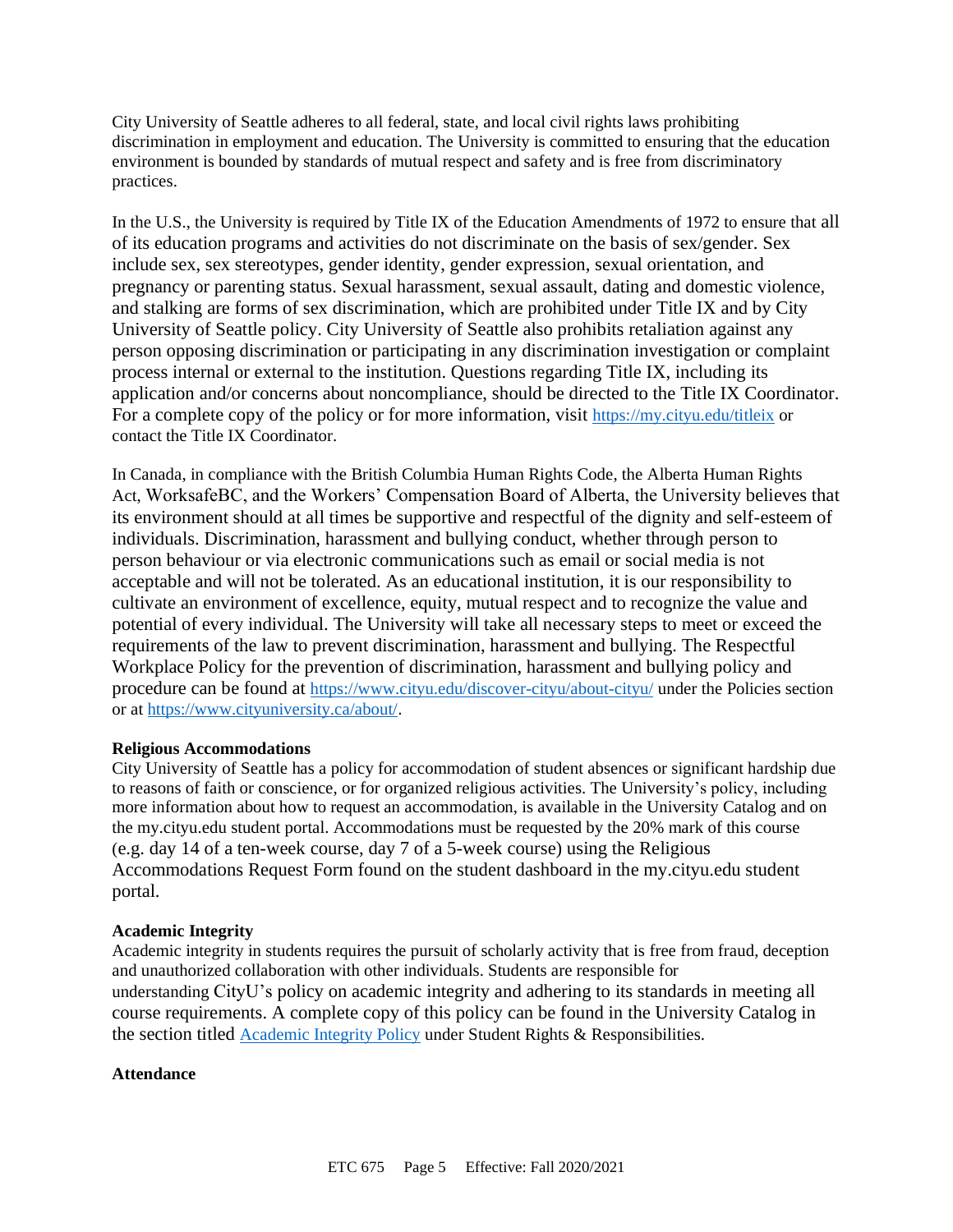City University of Seattle adheres to all federal, state, and local civil rights laws prohibiting discrimination in employment and education. The University is committed to ensuring that the education environment is bounded by standards of mutual respect and safety and is free from discriminatory practices.

In the U.S., the University is required by Title IX of the Education Amendments of 1972 to ensure that all of its education programs and activities do not discriminate on the basis of sex/gender. Sex include sex, sex stereotypes, gender identity, gender expression, sexual orientation, and pregnancy or parenting status. Sexual harassment, sexual assault, dating and domestic violence, and stalking are forms of sex discrimination, which are prohibited under Title IX and by City University of Seattle policy. City University of Seattle also prohibits retaliation against any person opposing discrimination or participating in any discrimination investigation or complaint process internal or external to the institution. Questions regarding Title IX, including its application and/or concerns about noncompliance, should be directed to the Title IX Coordinator. For a complete copy of the policy or for more information, visit https://my.cityu.edu/titleix or contact the Title IX Coordinator.

In Canada, in compliance with the British Columbia Human Rights Code, the Alberta Human Rights Act, WorksafeBC, and the Workers' Compensation Board of Alberta, the University believes that its environment should at all times be supportive and respectful of the dignity and self-esteem of individuals. Discrimination, harassment and bullying conduct, whether through person to person behaviour or via electronic communications such as email or social media is not acceptable and will not be tolerated. As an educational institution, it is our responsibility to cultivate an environment of excellence, equity, mutual respect and to recognize the value and potential of every individual. The University will take all necessary steps to meet or exceed the requirements of the law to prevent discrimination, harassment and bullying. The Respectful Workplace Policy for the prevention of discrimination, harassment and bullying policy and procedure can be found at https://www.cityu.edu/discover-cityu/about-cityu/ under the Policies section or at https://www.cityuniversity.ca/about/.

**Religious Accommodations**

City University of Seattle has a policy for accommodation of student absences or significant hardship due to reasons of faith or conscience, or for organized religious activities. The University's policy, including more information about how to request an accommodation, is available in the University Catalog and on the my.cityu.edu student portal. Accommodations must be requested by the 20% mark of this course (e.g. day 14 of a ten-week course, day 7 of a 5-week course) using the Religious Accommodations Request Form found on the student dashboard in the my.cityu.edu student portal.

**Academic Integrity**

Academic integrity in students requires the pursuit of scholarly activity that is free from fraud, deception and unauthorized collaboration with other individuals. Students are responsible for understanding CityU's policy on academic integrity and adhering to its standards in meeting all course requirements. A complete copy of this policy can be found in the University Catalog in the section titled Academic Integrity Policy under Student Rights & Responsibilities.

**Attendance**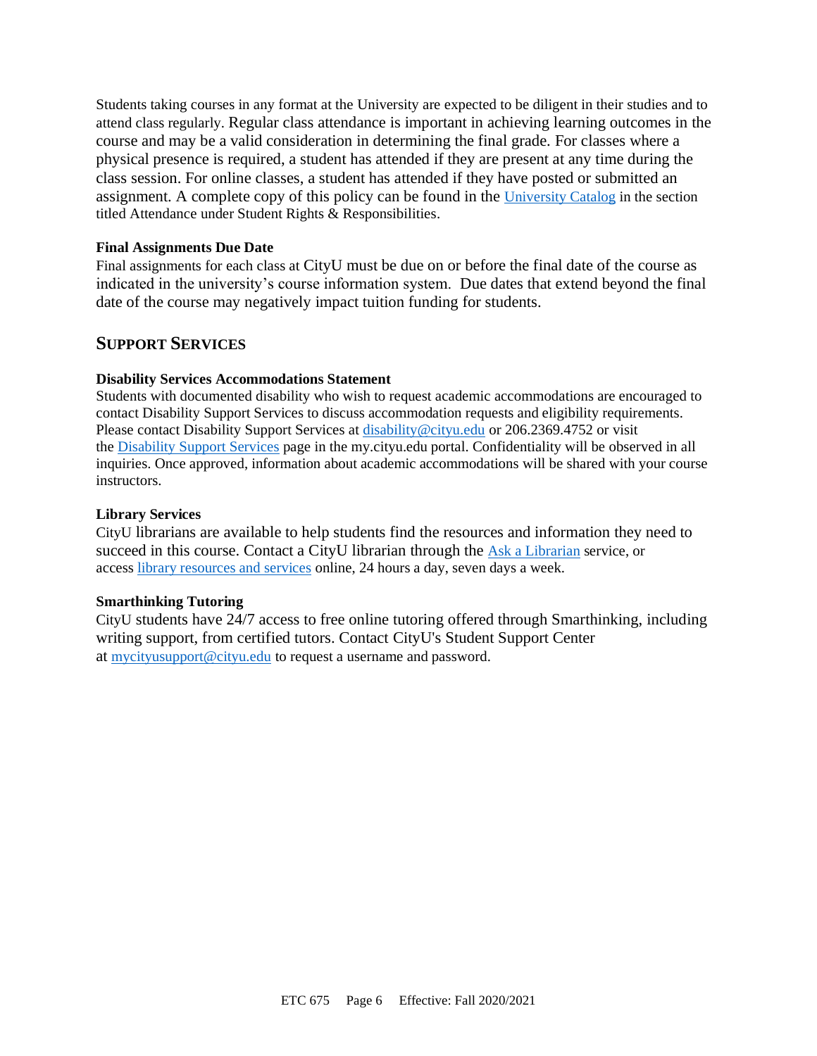Students taking courses in any format at the University are expected to be diligent in their studies and to attend class regularly. Regular class attendance is important in achieving learning outcomes in the course and may be a valid consideration in determining the final grade. For classes where a physical presence is required, a student has attended if they are present at any time during the class session. For online classes, a student has attended if they have posted or submitted an assignment. A complete copy of this policy can be found in the [University Catalog]() in the section titled Attendance under Student Rights & Responsibilities.

**Final Assignments Due Date**

Final assignments for each class at CityU must be due on or before the final date of the course as indicated in the university's course information system. Due dates that extend beyond the final date of the course may negatively impact tuition funding for students.

## SUPPORT SERVICES

**Disability Services Accommodations Statement**

Students with documented disability who wish to request academic accommodations are encouraged to contact Disability Support Services to discuss accommodation requests and eligibility requirements. Please contact Disability Support Services at [disability@cityu.edu]() or 206.2369.4752 or visit the [Disability Support Services]() page in the my.cityu.edu portal. Confidentiality will be observed in all inquiries. Once approved, information about academic accommodations will be shared with your course instructors.

**Library Services**

CityU librarians are available to help students find the resources and information they need to succeed in this course. Contact a CityU librarian through the [Ask a Librarian]() service, or access [library resources and services]() online, 24 hours a day, seven days a week.

**Smarthinking Tutoring**

CityU students have 24/7 access to free online tutoring offered through Smarthinking, including writing support, from certified tutors. Contact CityU's Student Support Center at [mycityusupport@cityu.edu]() to request a username and password.